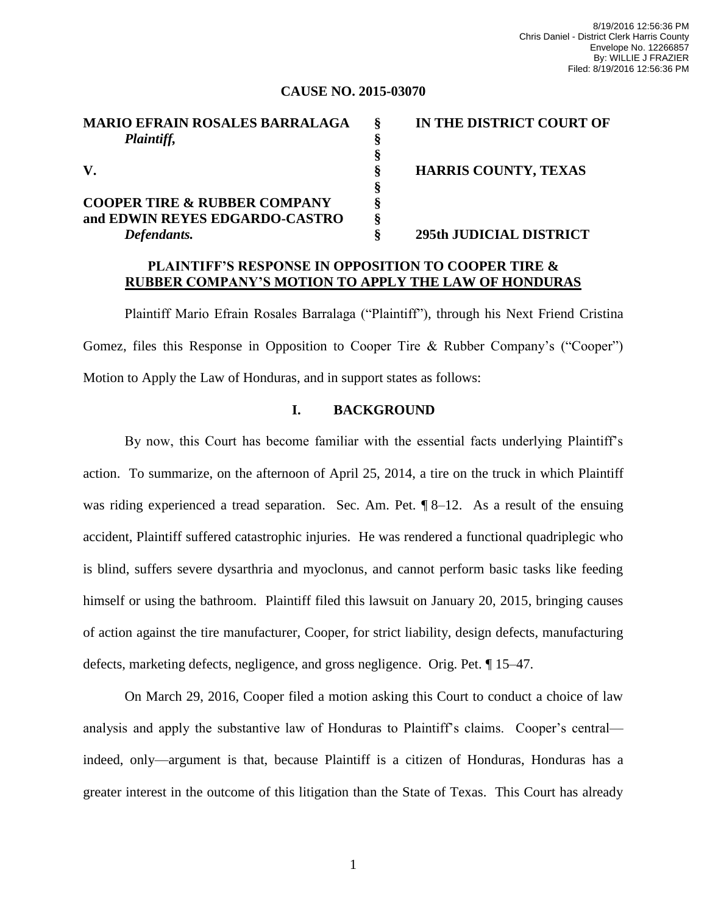8/19/2016 12:56:36 PM
Chris Daniel - District Clerk Harris County
Envelope No. 12266857
By: WILLIE J FRAZIER
Filed: 8/19/2016 12:56:36 PM

**CAUSE NO. 2015-03070**

| | | |
|---|---|---|
| **MARIO EFRAIN ROSALES BARRALAGA** *Plaintiff,* | § | **IN THE DISTRICT COURT OF** |
| | § | |
| | § | |
| **V.** | § | **HARRIS COUNTY, TEXAS** |
| | § | |
| **COOPER TIRE & RUBBER COMPANY and EDWIN REYES EDGARDO-CASTRO** | § | |
| | § | |
| *Defendants.* | § | **295th JUDICIAL DISTRICT** |

**PLAINTIFF'S RESPONSE IN OPPOSITION TO COOPER TIRE & RUBBER COMPANY'S MOTION TO APPLY THE LAW OF HONDURAS**

Plaintiff Mario Efrain Rosales Barralaga ("Plaintiff"), through his Next Friend Cristina Gomez, files this Response in Opposition to Cooper Tire & Rubber Company's ("Cooper") Motion to Apply the Law of Honduras, and in support states as follows:

## I. BACKGROUND

By now, this Court has become familiar with the essential facts underlying Plaintiff's action. To summarize, on the afternoon of April 25, 2014, a tire on the truck in which Plaintiff was riding experienced a tread separation. Sec. Am. Pet. ¶ 8–12. As a result of the ensuing accident, Plaintiff suffered catastrophic injuries. He was rendered a functional quadriplegic who is blind, suffers severe dysarthria and myoclonus, and cannot perform basic tasks like feeding himself or using the bathroom. Plaintiff filed this lawsuit on January 20, 2015, bringing causes of action against the tire manufacturer, Cooper, for strict liability, design defects, manufacturing defects, marketing defects, negligence, and gross negligence. Orig. Pet. ¶ 15–47.

On March 29, 2016, Cooper filed a motion asking this Court to conduct a choice of law analysis and apply the substantive law of Honduras to Plaintiff's claims. Cooper's central—indeed, only—argument is that, because Plaintiff is a citizen of Honduras, Honduras has a greater interest in the outcome of this litigation than the State of Texas. This Court has already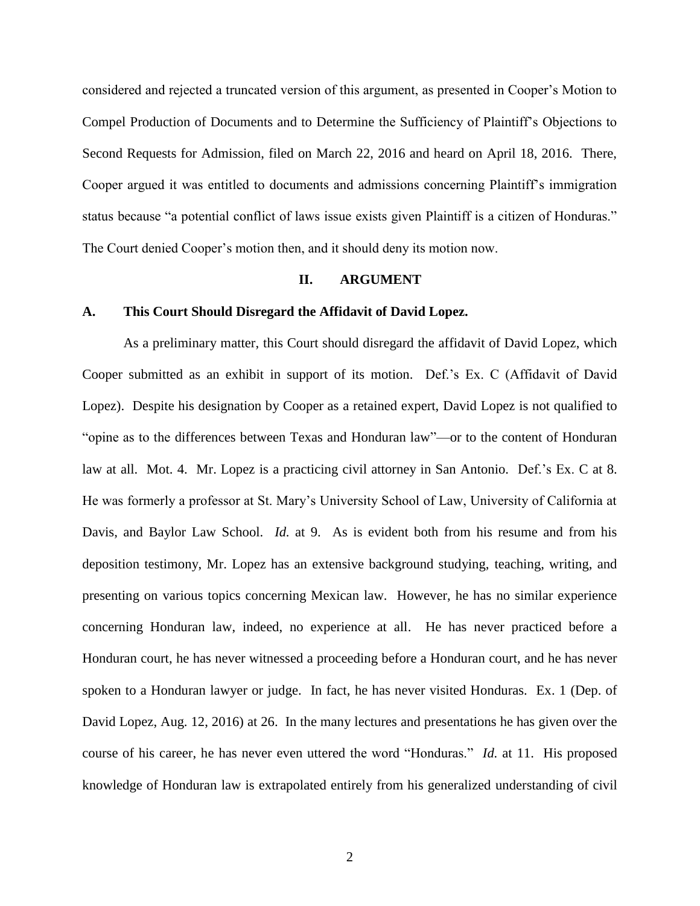considered and rejected a truncated version of this argument, as presented in Cooper's Motion to Compel Production of Documents and to Determine the Sufficiency of Plaintiff's Objections to Second Requests for Admission, filed on March 22, 2016 and heard on April 18, 2016. There, Cooper argued it was entitled to documents and admissions concerning Plaintiff's immigration status because "a potential conflict of laws issue exists given Plaintiff is a citizen of Honduras." The Court denied Cooper's motion then, and it should deny its motion now.

## II. ARGUMENT

### A. This Court Should Disregard the Affidavit of David Lopez.

As a preliminary matter, this Court should disregard the affidavit of David Lopez, which Cooper submitted as an exhibit in support of its motion. Def.'s Ex. C (Affidavit of David Lopez). Despite his designation by Cooper as a retained expert, David Lopez is not qualified to "opine as to the differences between Texas and Honduran law"—or to the content of Honduran law at all. Mot. 4. Mr. Lopez is a practicing civil attorney in San Antonio. Def.'s Ex. C at 8. He was formerly a professor at St. Mary's University School of Law, University of California at Davis, and Baylor Law School. *Id.* at 9. As is evident both from his resume and from his deposition testimony, Mr. Lopez has an extensive background studying, teaching, writing, and presenting on various topics concerning Mexican law. However, he has no similar experience concerning Honduran law, indeed, no experience at all. He has never practiced before a Honduran court, he has never witnessed a proceeding before a Honduran court, and he has never spoken to a Honduran lawyer or judge. In fact, he has never visited Honduras. Ex. 1 (Dep. of David Lopez, Aug. 12, 2016) at 26. In the many lectures and presentations he has given over the course of his career, he has never even uttered the word "Honduras." *Id.* at 11. His proposed knowledge of Honduran law is extrapolated entirely from his generalized understanding of civil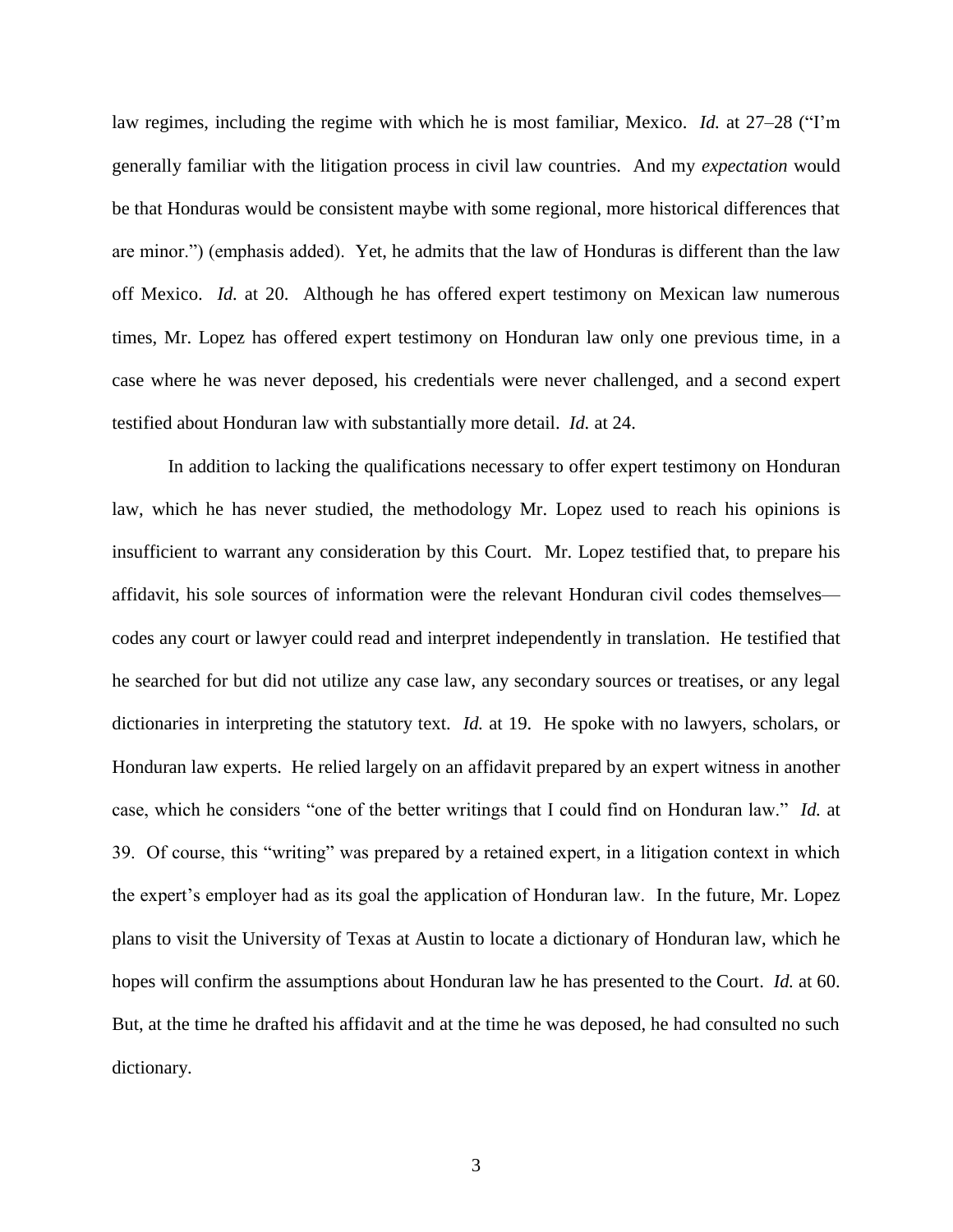law regimes, including the regime with which he is most familiar, Mexico. *Id.* at 27–28 ("I'm generally familiar with the litigation process in civil law countries. And my *expectation* would be that Honduras would be consistent maybe with some regional, more historical differences that are minor.") (emphasis added). Yet, he admits that the law of Honduras is different than the law off Mexico. *Id.* at 20. Although he has offered expert testimony on Mexican law numerous times, Mr. Lopez has offered expert testimony on Honduran law only one previous time, in a case where he was never deposed, his credentials were never challenged, and a second expert testified about Honduran law with substantially more detail. *Id.* at 24.

In addition to lacking the qualifications necessary to offer expert testimony on Honduran law, which he has never studied, the methodology Mr. Lopez used to reach his opinions is insufficient to warrant any consideration by this Court. Mr. Lopez testified that, to prepare his affidavit, his sole sources of information were the relevant Honduran civil codes themselves—codes any court or lawyer could read and interpret independently in translation. He testified that he searched for but did not utilize any case law, any secondary sources or treatises, or any legal dictionaries in interpreting the statutory text. *Id.* at 19. He spoke with no lawyers, scholars, or Honduran law experts. He relied largely on an affidavit prepared by an expert witness in another case, which he considers "one of the better writings that I could find on Honduran law." *Id.* at 39. Of course, this "writing" was prepared by a retained expert, in a litigation context in which the expert's employer had as its goal the application of Honduran law. In the future, Mr. Lopez plans to visit the University of Texas at Austin to locate a dictionary of Honduran law, which he hopes will confirm the assumptions about Honduran law he has presented to the Court. *Id.* at 60. But, at the time he drafted his affidavit and at the time he was deposed, he had consulted no such dictionary.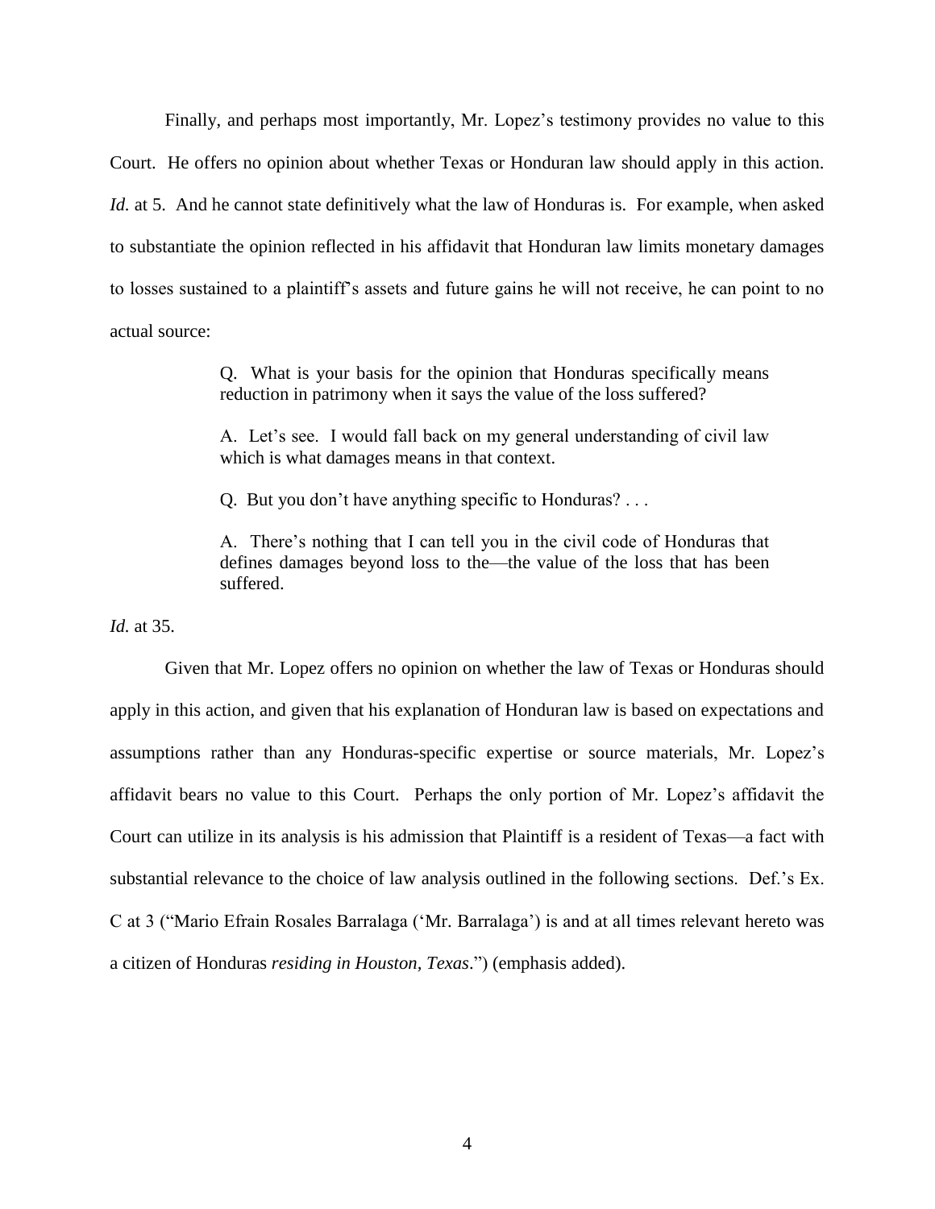Finally, and perhaps most importantly, Mr. Lopez's testimony provides no value to this Court. He offers no opinion about whether Texas or Honduran law should apply in this action. *Id.* at 5. And he cannot state definitively what the law of Honduras is. For example, when asked to substantiate the opinion reflected in his affidavit that Honduran law limits monetary damages to losses sustained to a plaintiff's assets and future gains he will not receive, he can point to no actual source:

> Q. What is your basis for the opinion that Honduras specifically means reduction in patrimony when it says the value of the loss suffered?
>
> A. Let's see. I would fall back on my general understanding of civil law which is what damages means in that context.
>
> Q. But you don't have anything specific to Honduras? . . .
>
> A. There's nothing that I can tell you in the civil code of Honduras that defines damages beyond loss to the—the value of the loss that has been suffered.

*Id.* at 35.

Given that Mr. Lopez offers no opinion on whether the law of Texas or Honduras should apply in this action, and given that his explanation of Honduran law is based on expectations and assumptions rather than any Honduras-specific expertise or source materials, Mr. Lopez's affidavit bears no value to this Court. Perhaps the only portion of Mr. Lopez's affidavit the Court can utilize in its analysis is his admission that Plaintiff is a resident of Texas—a fact with substantial relevance to the choice of law analysis outlined in the following sections. Def.'s Ex. C at 3 ("Mario Efrain Rosales Barralaga ('Mr. Barralaga') is and at all times relevant hereto was a citizen of Honduras *residing in Houston, Texas*.") (emphasis added).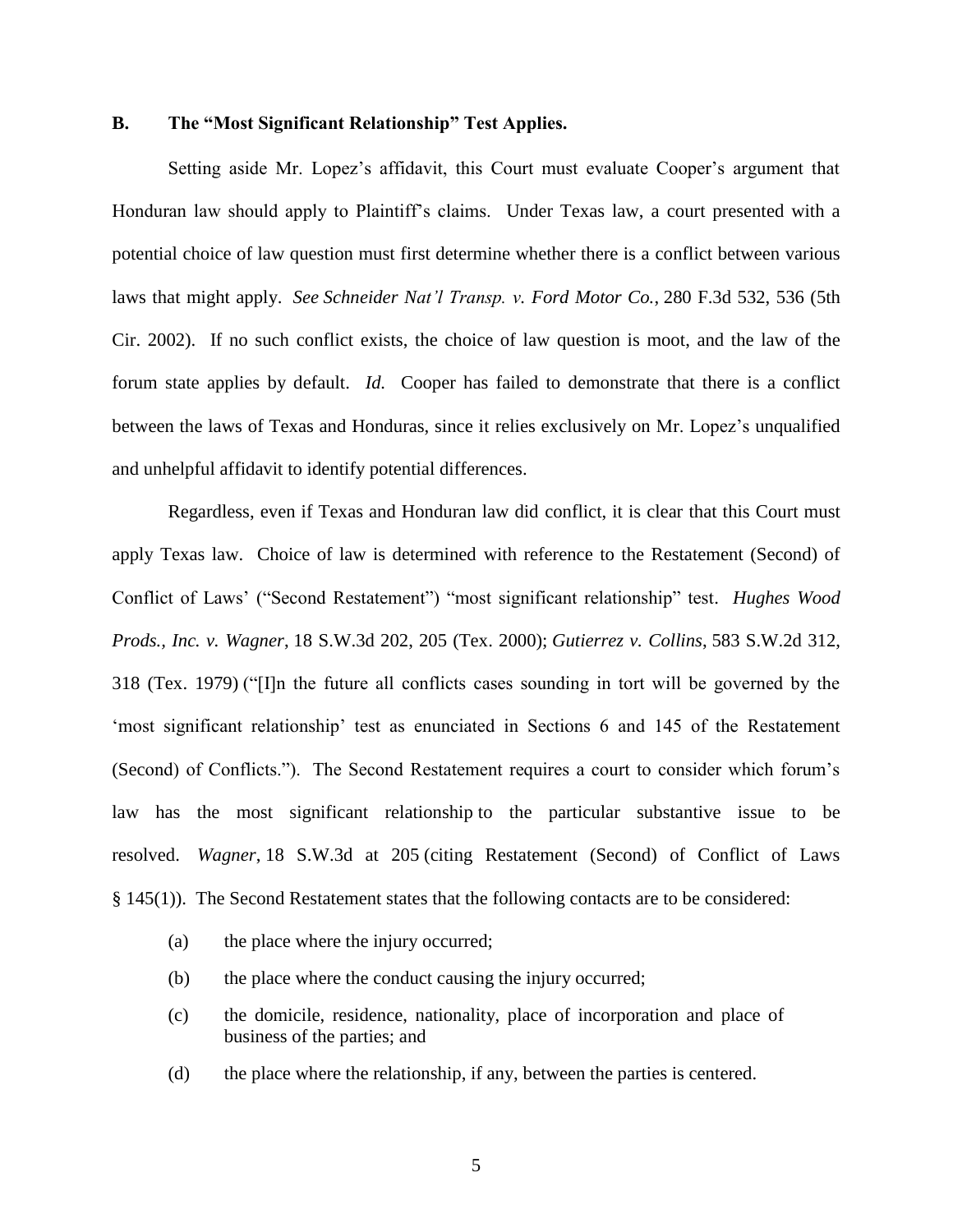### B. The "Most Significant Relationship" Test Applies.

Setting aside Mr. Lopez's affidavit, this Court must evaluate Cooper's argument that Honduran law should apply to Plaintiff's claims. Under Texas law, a court presented with a potential choice of law question must first determine whether there is a conflict between various laws that might apply. *See Schneider Nat'l Transp. v. Ford Motor Co.*, 280 F.3d 532, 536 (5th Cir. 2002). If no such conflict exists, the choice of law question is moot, and the law of the forum state applies by default. *Id.* Cooper has failed to demonstrate that there is a conflict between the laws of Texas and Honduras, since it relies exclusively on Mr. Lopez's unqualified and unhelpful affidavit to identify potential differences.

Regardless, even if Texas and Honduran law did conflict, it is clear that this Court must apply Texas law. Choice of law is determined with reference to the Restatement (Second) of Conflict of Laws' ("Second Restatement") "most significant relationship" test. *Hughes Wood Prods., Inc. v. Wagner*, 18 S.W.3d 202, 205 (Tex. 2000); *Gutierrez v. Collins*, 583 S.W.2d 312, 318 (Tex. 1979) ("[I]n the future all conflicts cases sounding in tort will be governed by the 'most significant relationship' test as enunciated in Sections 6 and 145 of the Restatement (Second) of Conflicts."). The Second Restatement requires a court to consider which forum's law has the most significant relationship to the particular substantive issue to be resolved. *Wagner*, 18 S.W.3d at 205 (citing Restatement (Second) of Conflict of Laws § 145(1)). The Second Restatement states that the following contacts are to be considered:

(a) the place where the injury occurred;

(b) the place where the conduct causing the injury occurred;

(c) the domicile, residence, nationality, place of incorporation and place of business of the parties; and

(d) the place where the relationship, if any, between the parties is centered.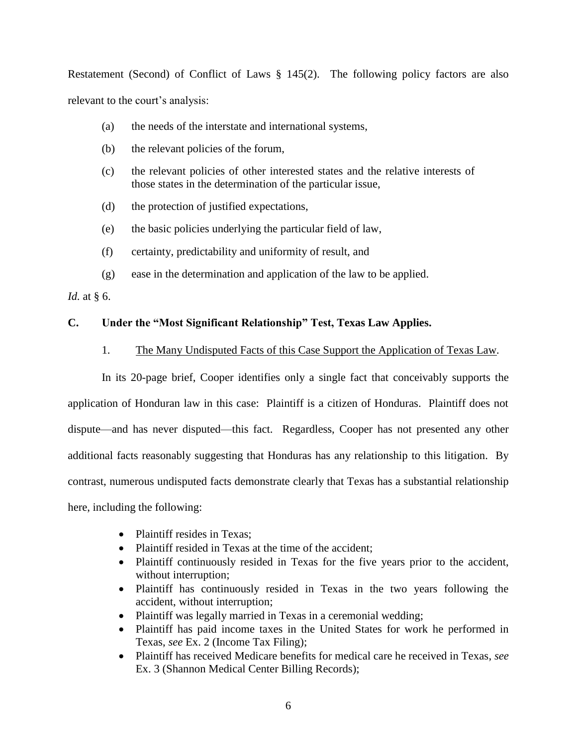Restatement (Second) of Conflict of Laws § 145(2). The following policy factors are also relevant to the court's analysis:

(a) the needs of the interstate and international systems,

(b) the relevant policies of the forum,

(c) the relevant policies of other interested states and the relative interests of those states in the determination of the particular issue,

(d) the protection of justified expectations,

(e) the basic policies underlying the particular field of law,

(f) certainty, predictability and uniformity of result, and

(g) ease in the determination and application of the law to be applied.

*Id.* at § 6.

### C. Under the "Most Significant Relationship" Test, Texas Law Applies.

1. <u>The Many Undisputed Facts of this Case Support the Application of Texas Law</u>.

In its 20-page brief, Cooper identifies only a single fact that conceivably supports the application of Honduran law in this case: Plaintiff is a citizen of Honduras. Plaintiff does not dispute—and has never disputed—this fact. Regardless, Cooper has not presented any other additional facts reasonably suggesting that Honduras has any relationship to this litigation. By contrast, numerous undisputed facts demonstrate clearly that Texas has a substantial relationship here, including the following:

- Plaintiff resides in Texas;
- Plaintiff resided in Texas at the time of the accident;
- Plaintiff continuously resided in Texas for the five years prior to the accident, without interruption;
- Plaintiff has continuously resided in Texas in the two years following the accident, without interruption;
- Plaintiff was legally married in Texas in a ceremonial wedding;
- Plaintiff has paid income taxes in the United States for work he performed in Texas, *see* Ex. 2 (Income Tax Filing);
- Plaintiff has received Medicare benefits for medical care he received in Texas, *see* Ex. 3 (Shannon Medical Center Billing Records);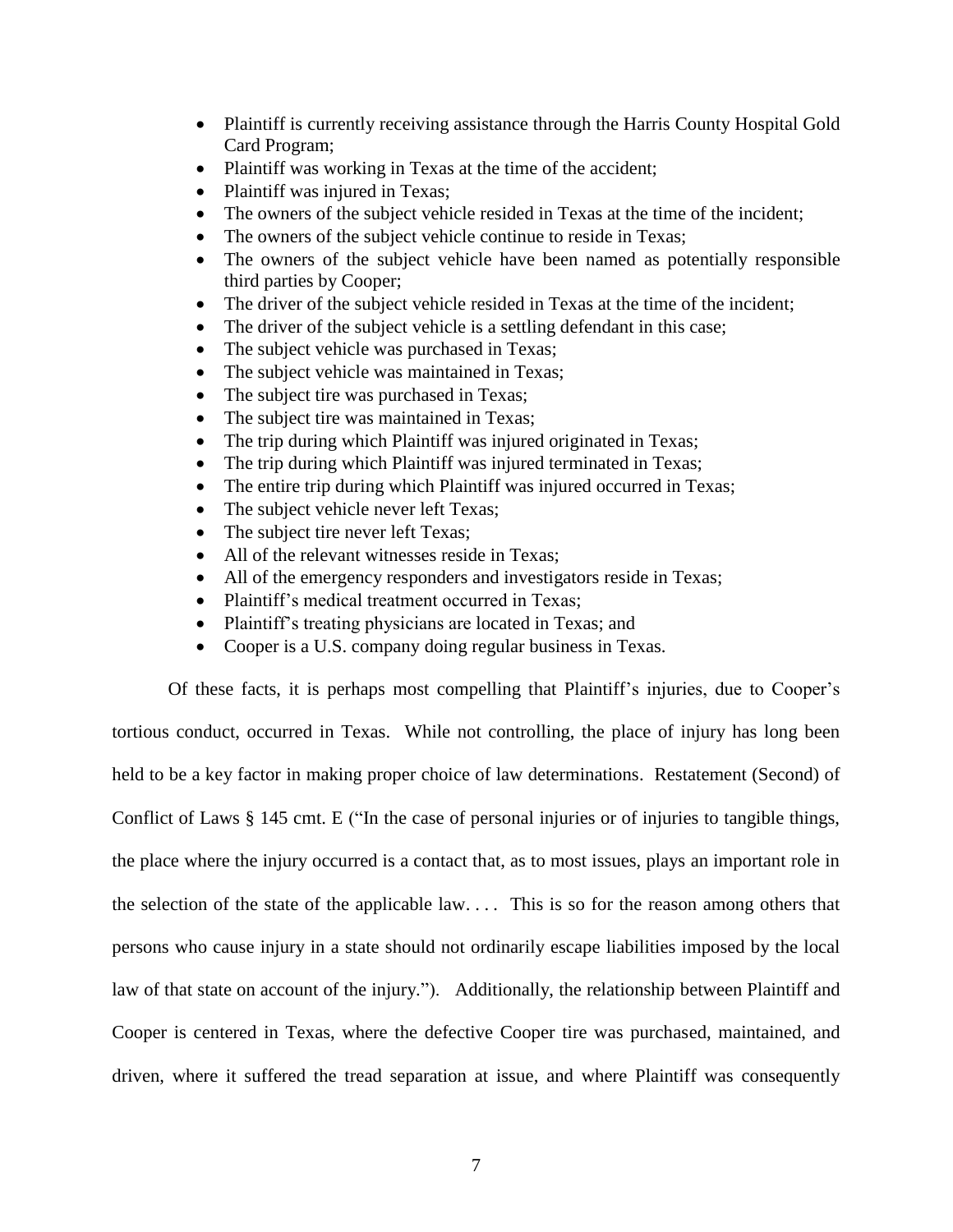- Plaintiff is currently receiving assistance through the Harris County Hospital Gold Card Program;
- Plaintiff was working in Texas at the time of the accident;
- Plaintiff was injured in Texas;
- The owners of the subject vehicle resided in Texas at the time of the incident;
- The owners of the subject vehicle continue to reside in Texas;
- The owners of the subject vehicle have been named as potentially responsible third parties by Cooper;
- The driver of the subject vehicle resided in Texas at the time of the incident;
- The driver of the subject vehicle is a settling defendant in this case;
- The subject vehicle was purchased in Texas;
- The subject vehicle was maintained in Texas;
- The subject tire was purchased in Texas;
- The subject tire was maintained in Texas;
- The trip during which Plaintiff was injured originated in Texas;
- The trip during which Plaintiff was injured terminated in Texas;
- The entire trip during which Plaintiff was injured occurred in Texas;
- The subject vehicle never left Texas;
- The subject tire never left Texas;
- All of the relevant witnesses reside in Texas;
- All of the emergency responders and investigators reside in Texas;
- Plaintiff's medical treatment occurred in Texas;
- Plaintiff's treating physicians are located in Texas; and
- Cooper is a U.S. company doing regular business in Texas.

Of these facts, it is perhaps most compelling that Plaintiff's injuries, due to Cooper's tortious conduct, occurred in Texas. While not controlling, the place of injury has long been held to be a key factor in making proper choice of law determinations. Restatement (Second) of Conflict of Laws § 145 cmt. E ("In the case of personal injuries or of injuries to tangible things, the place where the injury occurred is a contact that, as to most issues, plays an important role in the selection of the state of the applicable law. . . . This is so for the reason among others that persons who cause injury in a state should not ordinarily escape liabilities imposed by the local law of that state on account of the injury."). Additionally, the relationship between Plaintiff and Cooper is centered in Texas, where the defective Cooper tire was purchased, maintained, and driven, where it suffered the tread separation at issue, and where Plaintiff was consequently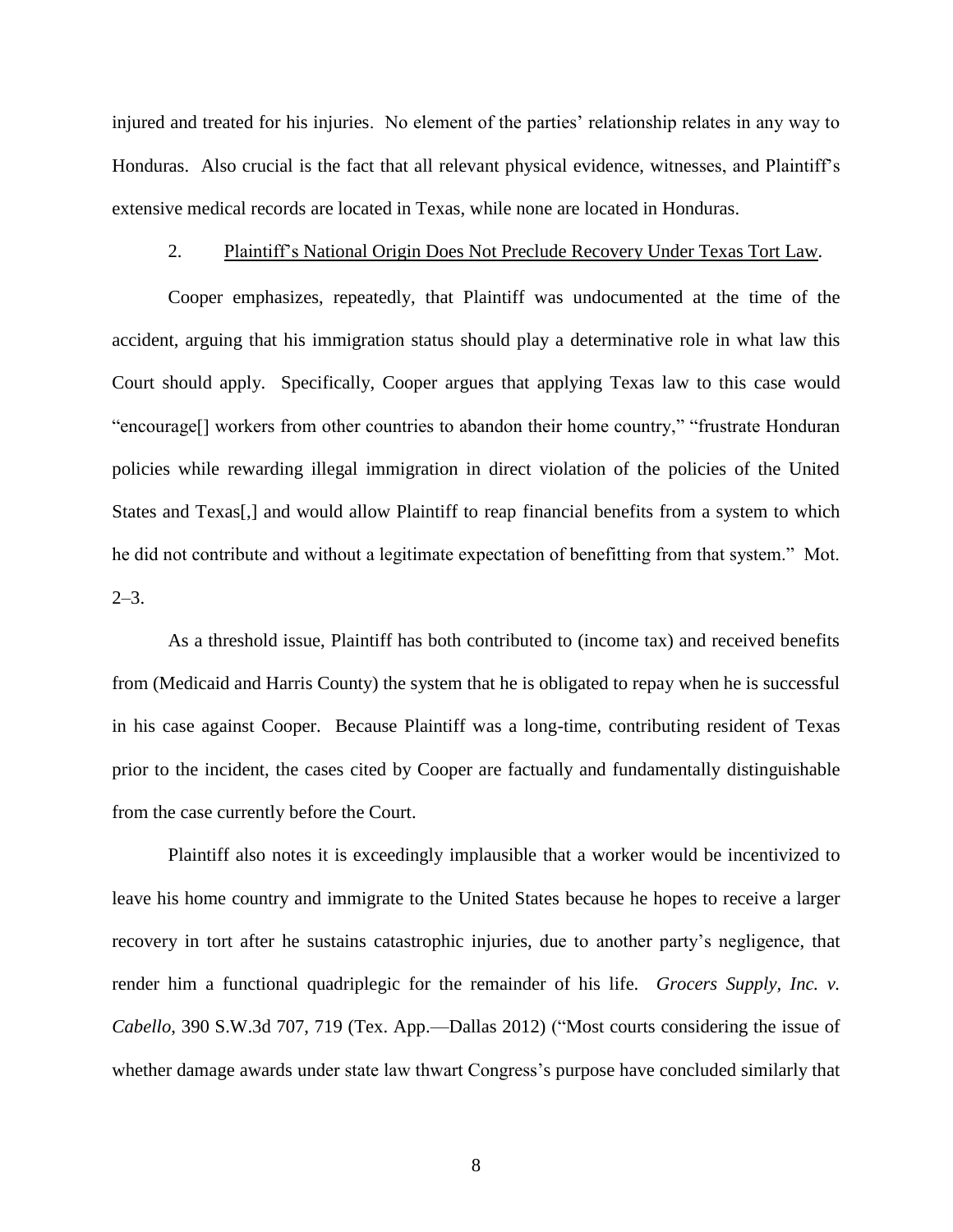injured and treated for his injuries. No element of the parties' relationship relates in any way to Honduras. Also crucial is the fact that all relevant physical evidence, witnesses, and Plaintiff's extensive medical records are located in Texas, while none are located in Honduras.

2. Plaintiff's National Origin Does Not Preclude Recovery Under Texas Tort Law.

Cooper emphasizes, repeatedly, that Plaintiff was undocumented at the time of the accident, arguing that his immigration status should play a determinative role in what law this Court should apply. Specifically, Cooper argues that applying Texas law to this case would "encourage[] workers from other countries to abandon their home country," "frustrate Honduran policies while rewarding illegal immigration in direct violation of the policies of the United States and Texas[,] and would allow Plaintiff to reap financial benefits from a system to which he did not contribute and without a legitimate expectation of benefitting from that system." Mot. 2–3.

As a threshold issue, Plaintiff has both contributed to (income tax) and received benefits from (Medicaid and Harris County) the system that he is obligated to repay when he is successful in his case against Cooper. Because Plaintiff was a long-time, contributing resident of Texas prior to the incident, the cases cited by Cooper are factually and fundamentally distinguishable from the case currently before the Court.

Plaintiff also notes it is exceedingly implausible that a worker would be incentivized to leave his home country and immigrate to the United States because he hopes to receive a larger recovery in tort after he sustains catastrophic injuries, due to another party's negligence, that render him a functional quadriplegic for the remainder of his life. *Grocers Supply, Inc. v. Cabello*, 390 S.W.3d 707, 719 (Tex. App.—Dallas 2012) ("Most courts considering the issue of whether damage awards under state law thwart Congress's purpose have concluded similarly that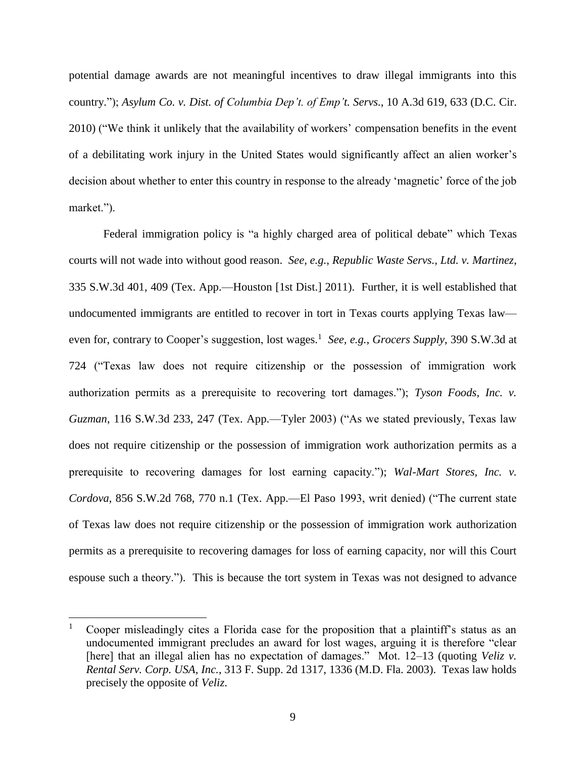potential damage awards are not meaningful incentives to draw illegal immigrants into this country."); *Asylum Co. v. Dist. of Columbia Dep't. of Emp't. Servs.*, 10 A.3d 619, 633 (D.C. Cir. 2010) ("We think it unlikely that the availability of workers' compensation benefits in the event of a debilitating work injury in the United States would significantly affect an alien worker's decision about whether to enter this country in response to the already 'magnetic' force of the job market.").

Federal immigration policy is "a highly charged area of political debate" which Texas courts will not wade into without good reason. *See, e.g.*, *Republic Waste Servs., Ltd. v. Martinez*, 335 S.W.3d 401, 409 (Tex. App.—Houston [1st Dist.] 2011). Further, it is well established that undocumented immigrants are entitled to recover in tort in Texas courts applying Texas law—even for, contrary to Cooper's suggestion, lost wages.[1] *See, e.g.*, *Grocers Supply*, 390 S.W.3d at 724 ("Texas law does not require citizenship or the possession of immigration work authorization permits as a prerequisite to recovering tort damages."); *Tyson Foods, Inc. v. Guzman*, 116 S.W.3d 233, 247 (Tex. App.—Tyler 2003) ("As we stated previously, Texas law does not require citizenship or the possession of immigration work authorization permits as a prerequisite to recovering damages for lost earning capacity."); *Wal-Mart Stores, Inc. v. Cordova*, 856 S.W.2d 768, 770 n.1 (Tex. App.—El Paso 1993, writ denied) ("The current state of Texas law does not require citizenship or the possession of immigration work authorization permits as a prerequisite to recovering damages for loss of earning capacity, nor will this Court espouse such a theory."). This is because the tort system in Texas was not designed to advance

---

[1] Cooper misleadingly cites a Florida case for the proposition that a plaintiff's status as an undocumented immigrant precludes an award for lost wages, arguing it is therefore "clear [here] that an illegal alien has no expectation of damages." Mot. 12–13 (quoting *Veliz v. Rental Serv. Corp. USA, Inc.*, 313 F. Supp. 2d 1317, 1336 (M.D. Fla. 2003). Texas law holds precisely the opposite of *Veliz*.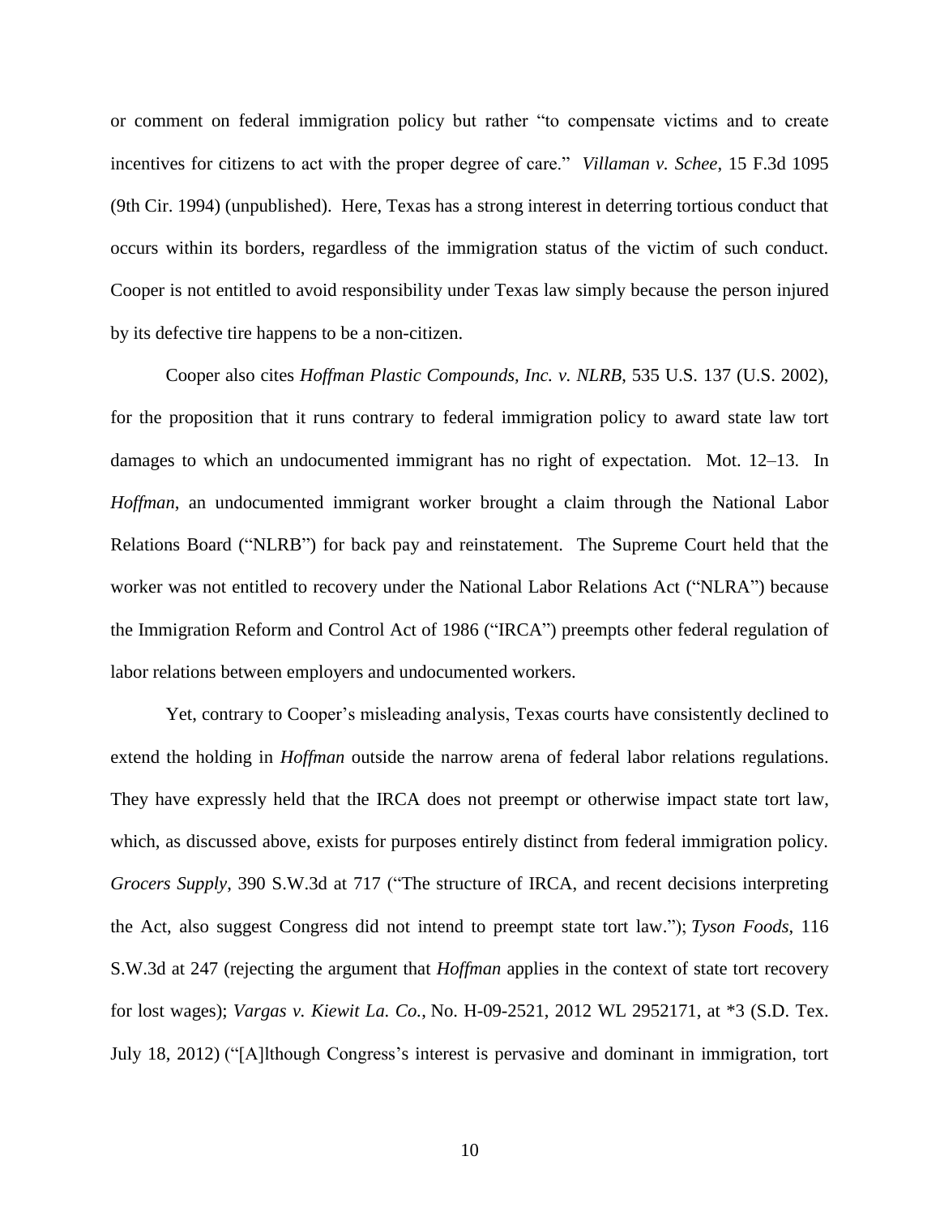or comment on federal immigration policy but rather "to compensate victims and to create incentives for citizens to act with the proper degree of care." *Villaman v. Schee*, 15 F.3d 1095 (9th Cir. 1994) (unpublished). Here, Texas has a strong interest in deterring tortious conduct that occurs within its borders, regardless of the immigration status of the victim of such conduct. Cooper is not entitled to avoid responsibility under Texas law simply because the person injured by its defective tire happens to be a non-citizen.

Cooper also cites *Hoffman Plastic Compounds, Inc. v. NLRB*, 535 U.S. 137 (U.S. 2002), for the proposition that it runs contrary to federal immigration policy to award state law tort damages to which an undocumented immigrant has no right of expectation. Mot. 12–13. In *Hoffman*, an undocumented immigrant worker brought a claim through the National Labor Relations Board ("NLRB") for back pay and reinstatement. The Supreme Court held that the worker was not entitled to recovery under the National Labor Relations Act ("NLRA") because the Immigration Reform and Control Act of 1986 ("IRCA") preempts other federal regulation of labor relations between employers and undocumented workers.

Yet, contrary to Cooper's misleading analysis, Texas courts have consistently declined to extend the holding in *Hoffman* outside the narrow arena of federal labor relations regulations. They have expressly held that the IRCA does not preempt or otherwise impact state tort law, which, as discussed above, exists for purposes entirely distinct from federal immigration policy. *Grocers Supply*, 390 S.W.3d at 717 ("The structure of IRCA, and recent decisions interpreting the Act, also suggest Congress did not intend to preempt state tort law."); *Tyson Foods*, 116 S.W.3d at 247 (rejecting the argument that *Hoffman* applies in the context of state tort recovery for lost wages); *Vargas v. Kiewit La. Co.*, No. H-09-2521, 2012 WL 2952171, at *3 (S.D. Tex. July 18, 2012) ("[A]lthough Congress's interest is pervasive and dominant in immigration, tort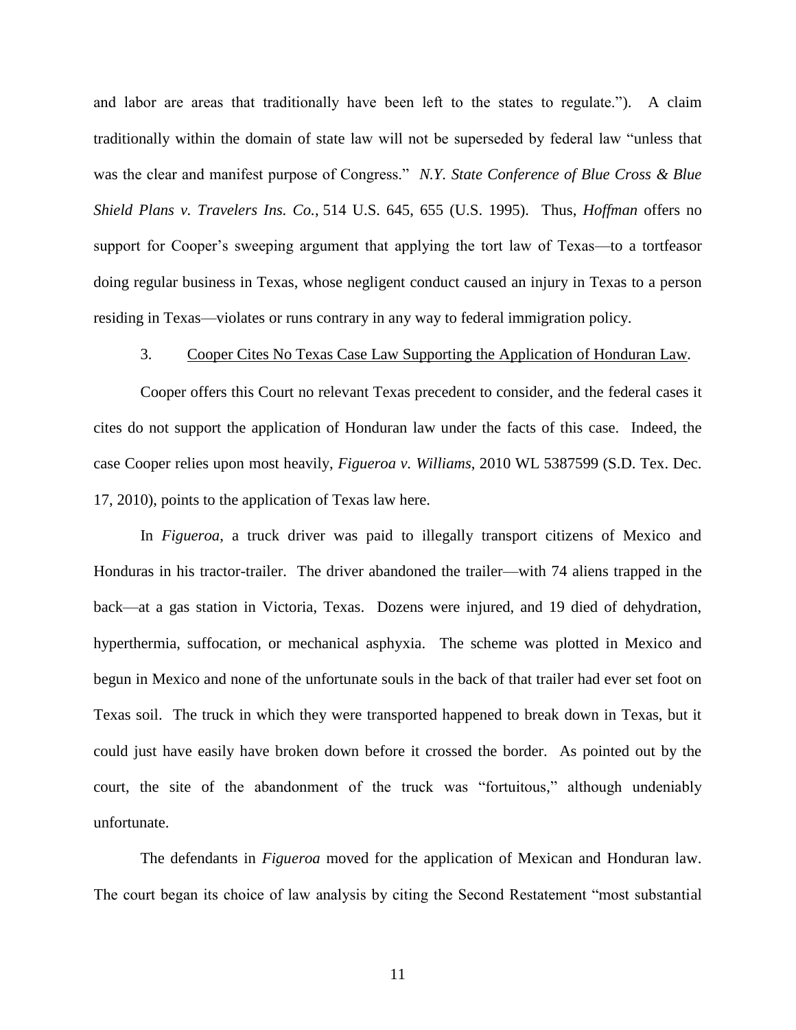and labor are areas that traditionally have been left to the states to regulate."). A claim traditionally within the domain of state law will not be superseded by federal law "unless that was the clear and manifest purpose of Congress." *N.Y. State Conference of Blue Cross & Blue Shield Plans v. Travelers Ins. Co.*, 514 U.S. 645, 655 (U.S. 1995). Thus, *Hoffman* offers no support for Cooper's sweeping argument that applying the tort law of Texas—to a tortfeasor doing regular business in Texas, whose negligent conduct caused an injury in Texas to a person residing in Texas—violates or runs contrary in any way to federal immigration policy.

3. <u>Cooper Cites No Texas Case Law Supporting the Application of Honduran Law</u>.

Cooper offers this Court no relevant Texas precedent to consider, and the federal cases it cites do not support the application of Honduran law under the facts of this case. Indeed, the case Cooper relies upon most heavily, *Figueroa v. Williams*, 2010 WL 5387599 (S.D. Tex. Dec. 17, 2010), points to the application of Texas law here.

In *Figueroa*, a truck driver was paid to illegally transport citizens of Mexico and Honduras in his tractor-trailer. The driver abandoned the trailer—with 74 aliens trapped in the back—at a gas station in Victoria, Texas. Dozens were injured, and 19 died of dehydration, hyperthermia, suffocation, or mechanical asphyxia. The scheme was plotted in Mexico and begun in Mexico and none of the unfortunate souls in the back of that trailer had ever set foot on Texas soil. The truck in which they were transported happened to break down in Texas, but it could just have easily have broken down before it crossed the border. As pointed out by the court, the site of the abandonment of the truck was "fortuitous," although undeniably unfortunate.

The defendants in *Figueroa* moved for the application of Mexican and Honduran law. The court began its choice of law analysis by citing the Second Restatement "most substantial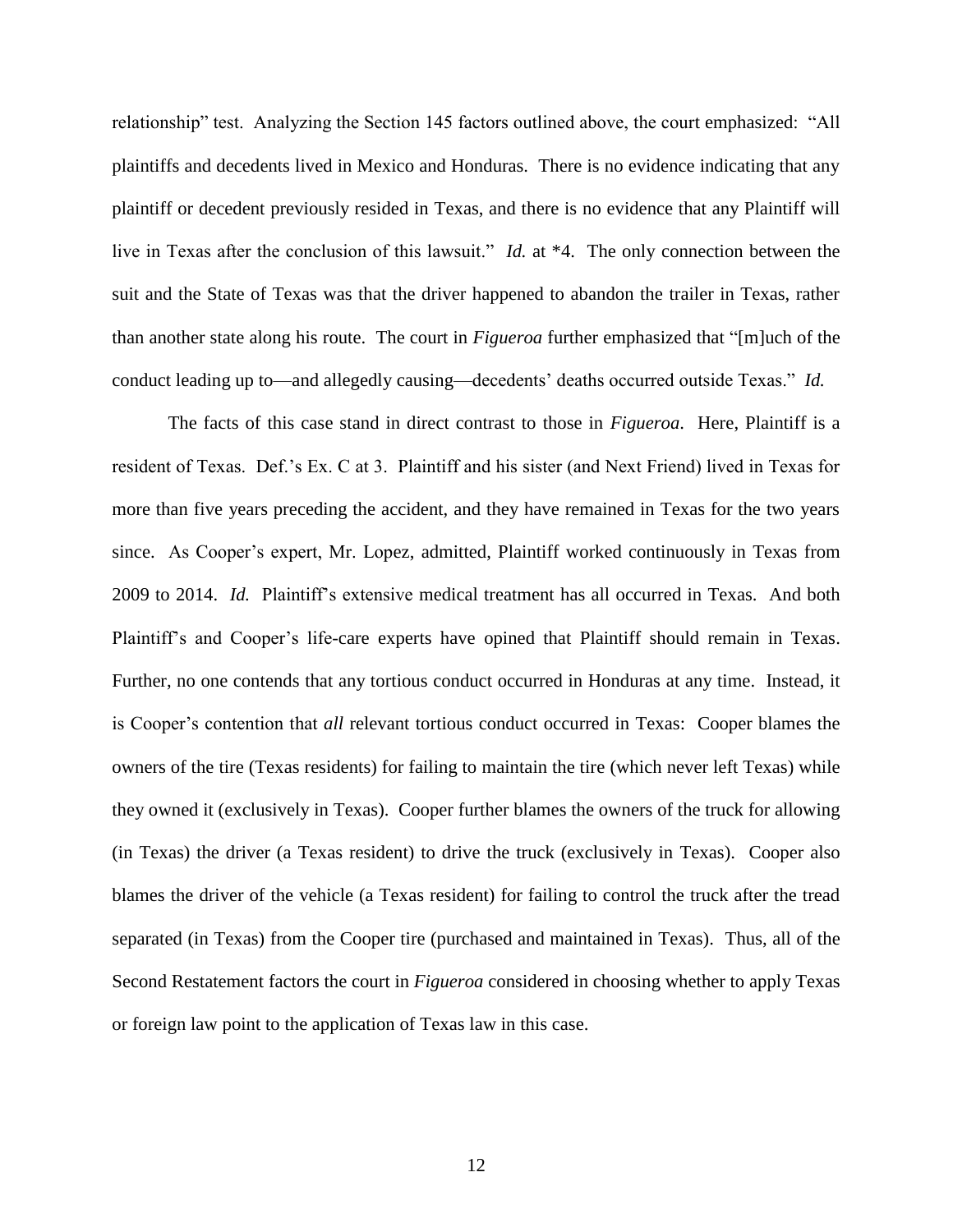relationship" test. Analyzing the Section 145 factors outlined above, the court emphasized: "All plaintiffs and decedents lived in Mexico and Honduras. There is no evidence indicating that any plaintiff or decedent previously resided in Texas, and there is no evidence that any Plaintiff will live in Texas after the conclusion of this lawsuit." *Id.* at *4. The only connection between the suit and the State of Texas was that the driver happened to abandon the trailer in Texas, rather than another state along his route. The court in *Figueroa* further emphasized that "[m]uch of the conduct leading up to—and allegedly causing—decedents' deaths occurred outside Texas." *Id.*

The facts of this case stand in direct contrast to those in *Figueroa*. Here, Plaintiff is a resident of Texas. Def.'s Ex. C at 3. Plaintiff and his sister (and Next Friend) lived in Texas for more than five years preceding the accident, and they have remained in Texas for the two years since. As Cooper's expert, Mr. Lopez, admitted, Plaintiff worked continuously in Texas from 2009 to 2014. *Id.* Plaintiff's extensive medical treatment has all occurred in Texas. And both Plaintiff's and Cooper's life-care experts have opined that Plaintiff should remain in Texas. Further, no one contends that any tortious conduct occurred in Honduras at any time. Instead, it is Cooper's contention that *all* relevant tortious conduct occurred in Texas: Cooper blames the owners of the tire (Texas residents) for failing to maintain the tire (which never left Texas) while they owned it (exclusively in Texas). Cooper further blames the owners of the truck for allowing (in Texas) the driver (a Texas resident) to drive the truck (exclusively in Texas). Cooper also blames the driver of the vehicle (a Texas resident) for failing to control the truck after the tread separated (in Texas) from the Cooper tire (purchased and maintained in Texas). Thus, all of the Second Restatement factors the court in *Figueroa* considered in choosing whether to apply Texas or foreign law point to the application of Texas law in this case.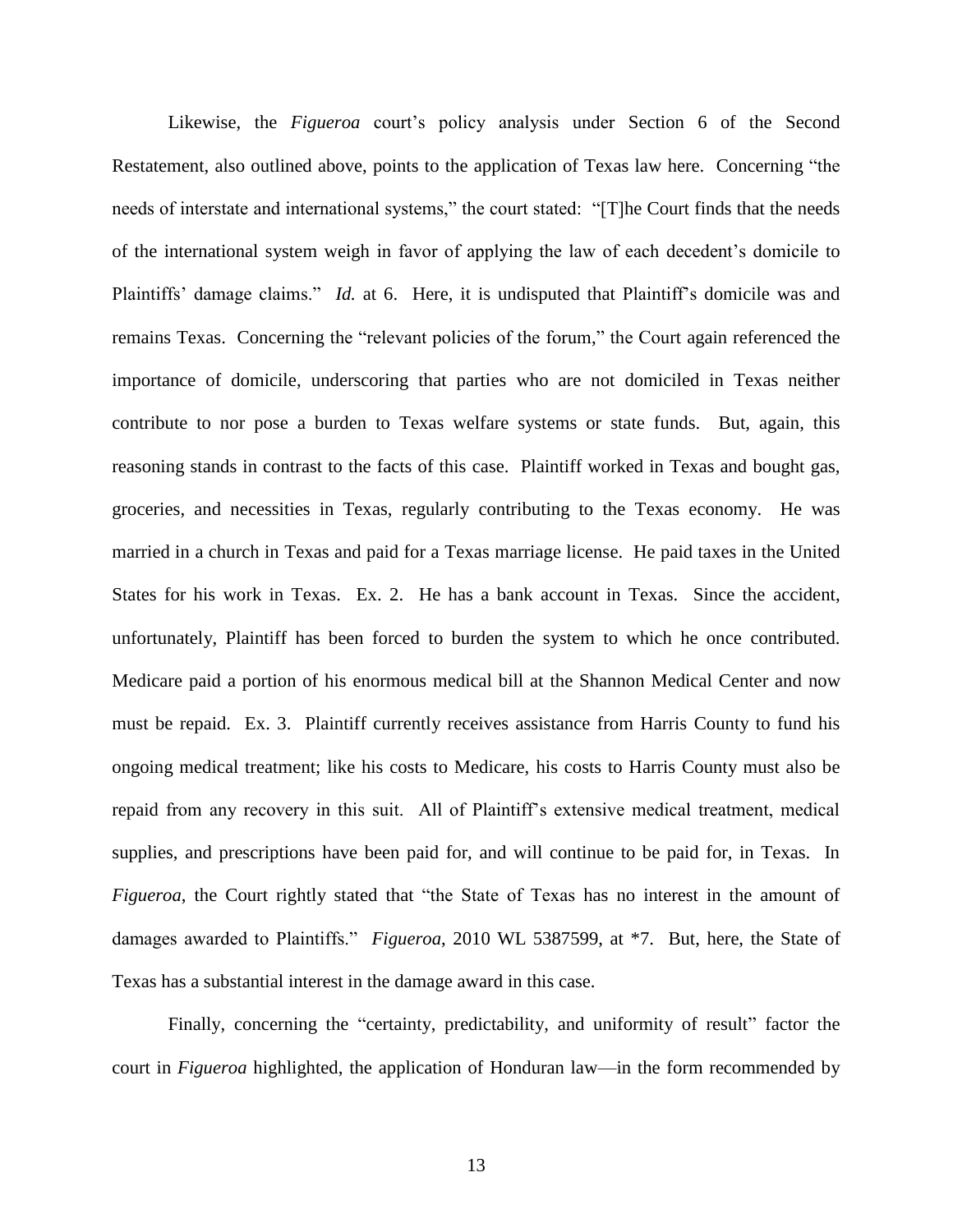Likewise, the *Figueroa* court's policy analysis under Section 6 of the Second Restatement, also outlined above, points to the application of Texas law here. Concerning "the needs of interstate and international systems," the court stated: "[T]he Court finds that the needs of the international system weigh in favor of applying the law of each decedent's domicile to Plaintiffs' damage claims." *Id.* at 6. Here, it is undisputed that Plaintiff's domicile was and remains Texas. Concerning the "relevant policies of the forum," the Court again referenced the importance of domicile, underscoring that parties who are not domiciled in Texas neither contribute to nor pose a burden to Texas welfare systems or state funds. But, again, this reasoning stands in contrast to the facts of this case. Plaintiff worked in Texas and bought gas, groceries, and necessities in Texas, regularly contributing to the Texas economy. He was married in a church in Texas and paid for a Texas marriage license. He paid taxes in the United States for his work in Texas. Ex. 2. He has a bank account in Texas. Since the accident, unfortunately, Plaintiff has been forced to burden the system to which he once contributed. Medicare paid a portion of his enormous medical bill at the Shannon Medical Center and now must be repaid. Ex. 3. Plaintiff currently receives assistance from Harris County to fund his ongoing medical treatment; like his costs to Medicare, his costs to Harris County must also be repaid from any recovery in this suit. All of Plaintiff's extensive medical treatment, medical supplies, and prescriptions have been paid for, and will continue to be paid for, in Texas. In *Figueroa*, the Court rightly stated that "the State of Texas has no interest in the amount of damages awarded to Plaintiffs." *Figueroa*, 2010 WL 5387599, at *7. But, here, the State of Texas has a substantial interest in the damage award in this case.

Finally, concerning the "certainty, predictability, and uniformity of result" factor the court in *Figueroa* highlighted, the application of Honduran law—in the form recommended by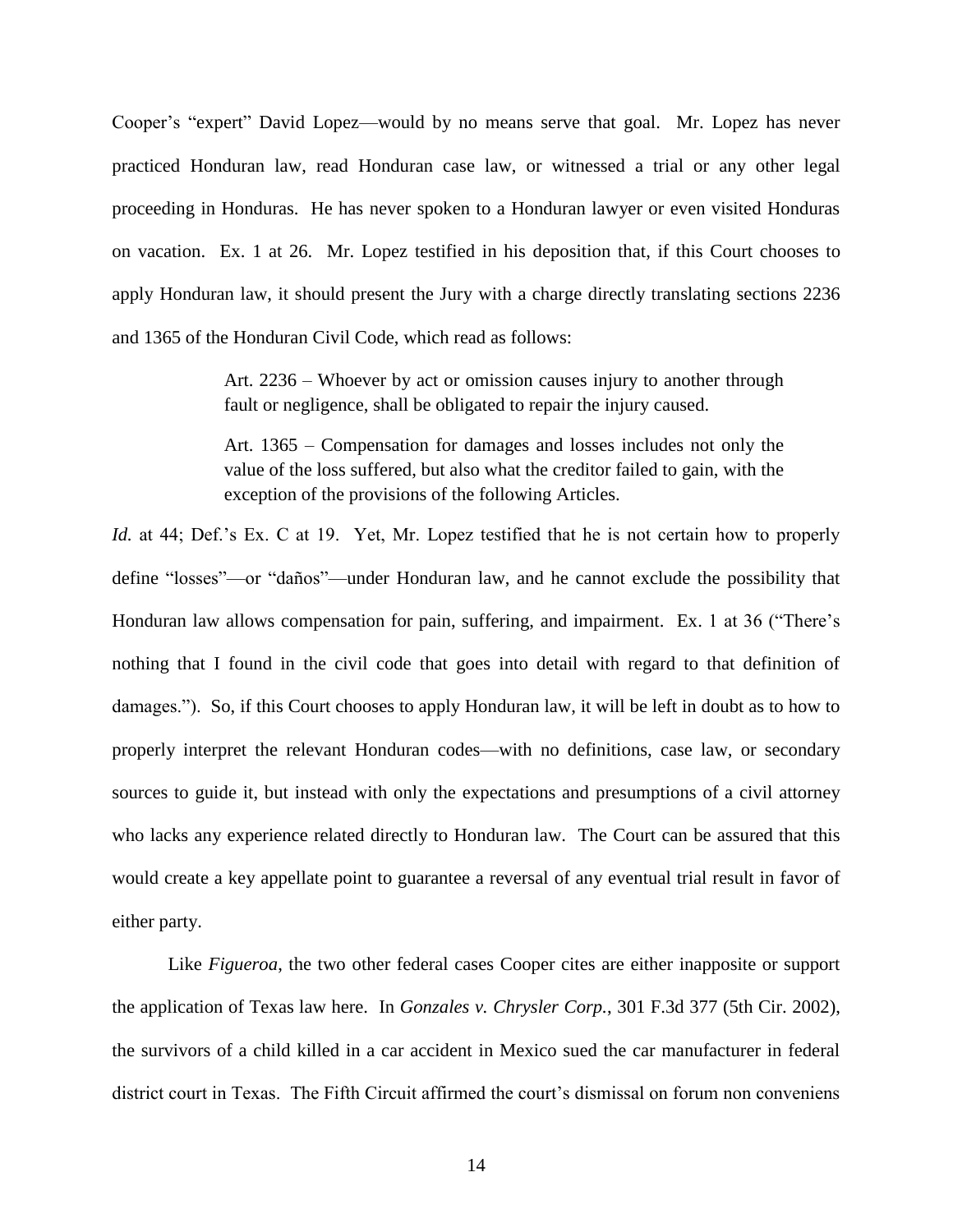Cooper's "expert" David Lopez—would by no means serve that goal. Mr. Lopez has never practiced Honduran law, read Honduran case law, or witnessed a trial or any other legal proceeding in Honduras. He has never spoken to a Honduran lawyer or even visited Honduras on vacation. Ex. 1 at 26. Mr. Lopez testified in his deposition that, if this Court chooses to apply Honduran law, it should present the Jury with a charge directly translating sections 2236 and 1365 of the Honduran Civil Code, which read as follows:

> Art. 2236 – Whoever by act or omission causes injury to another through fault or negligence, shall be obligated to repair the injury caused.
>
> Art. 1365 – Compensation for damages and losses includes not only the value of the loss suffered, but also what the creditor failed to gain, with the exception of the provisions of the following Articles.

*Id.* at 44; Def.'s Ex. C at 19. Yet, Mr. Lopez testified that he is not certain how to properly define "losses"—or "daños"—under Honduran law, and he cannot exclude the possibility that Honduran law allows compensation for pain, suffering, and impairment. Ex. 1 at 36 ("There's nothing that I found in the civil code that goes into detail with regard to that definition of damages."). So, if this Court chooses to apply Honduran law, it will be left in doubt as to how to properly interpret the relevant Honduran codes—with no definitions, case law, or secondary sources to guide it, but instead with only the expectations and presumptions of a civil attorney who lacks any experience related directly to Honduran law. The Court can be assured that this would create a key appellate point to guarantee a reversal of any eventual trial result in favor of either party.

Like *Figueroa*, the two other federal cases Cooper cites are either inapposite or support the application of Texas law here. In *Gonzales v. Chrysler Corp.*, 301 F.3d 377 (5th Cir. 2002), the survivors of a child killed in a car accident in Mexico sued the car manufacturer in federal district court in Texas. The Fifth Circuit affirmed the court's dismissal on forum non conveniens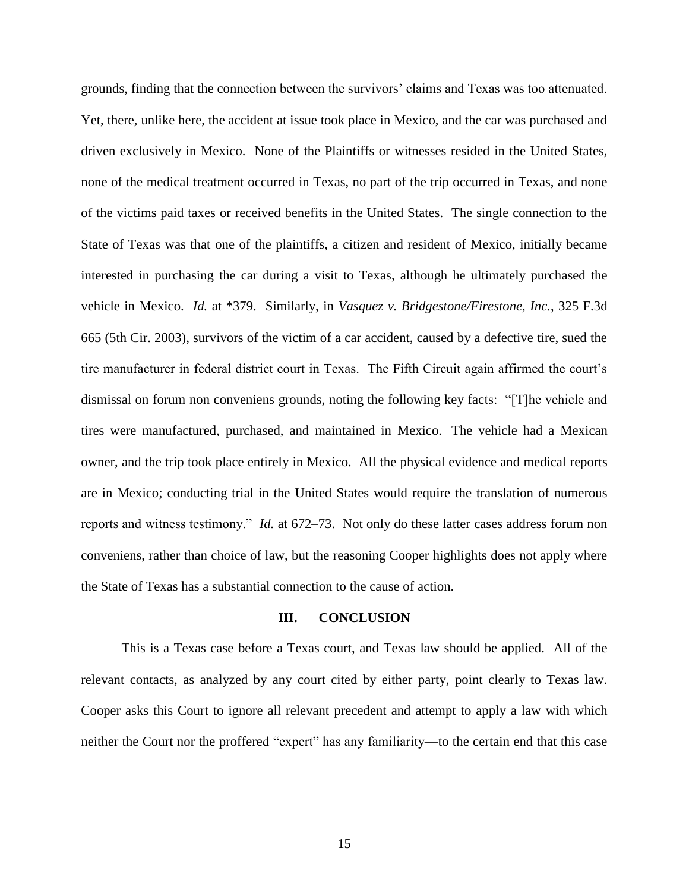grounds, finding that the connection between the survivors' claims and Texas was too attenuated. Yet, there, unlike here, the accident at issue took place in Mexico, and the car was purchased and driven exclusively in Mexico. None of the Plaintiffs or witnesses resided in the United States, none of the medical treatment occurred in Texas, no part of the trip occurred in Texas, and none of the victims paid taxes or received benefits in the United States. The single connection to the State of Texas was that one of the plaintiffs, a citizen and resident of Mexico, initially became interested in purchasing the car during a visit to Texas, although he ultimately purchased the vehicle in Mexico. *Id.* at *379. Similarly, in *Vasquez v. Bridgestone/Firestone, Inc.*, 325 F.3d 665 (5th Cir. 2003), survivors of the victim of a car accident, caused by a defective tire, sued the tire manufacturer in federal district court in Texas. The Fifth Circuit again affirmed the court's dismissal on forum non conveniens grounds, noting the following key facts: "[T]he vehicle and tires were manufactured, purchased, and maintained in Mexico. The vehicle had a Mexican owner, and the trip took place entirely in Mexico. All the physical evidence and medical reports are in Mexico; conducting trial in the United States would require the translation of numerous reports and witness testimony." *Id.* at 672–73. Not only do these latter cases address forum non conveniens, rather than choice of law, but the reasoning Cooper highlights does not apply where the State of Texas has a substantial connection to the cause of action.

## III. CONCLUSION

This is a Texas case before a Texas court, and Texas law should be applied. All of the relevant contacts, as analyzed by any court cited by either party, point clearly to Texas law. Cooper asks this Court to ignore all relevant precedent and attempt to apply a law with which neither the Court nor the proffered "expert" has any familiarity—to the certain end that this case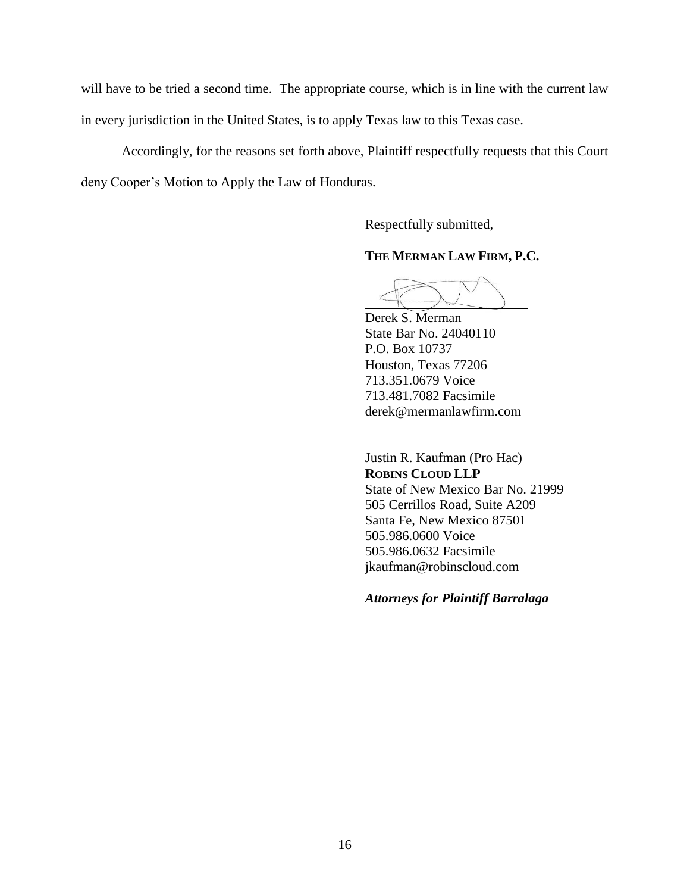will have to be tried a second time. The appropriate course, which is in line with the current law in every jurisdiction in the United States, is to apply Texas law to this Texas case.

Accordingly, for the reasons set forth above, Plaintiff respectfully requests that this Court deny Cooper's Motion to Apply the Law of Honduras.

Respectfully submitted,

**THE MERMAN LAW FIRM, P.C.**

Derek S. Merman
State Bar No. 24040110
P.O. Box 10737
Houston, Texas 77206
713.351.0679 Voice
713.481.7082 Facsimile
derek@mermanlawfirm.com

Justin R. Kaufman (Pro Hac)
**ROBINS CLOUD LLP**
State of New Mexico Bar No. 21999
505 Cerrillos Road, Suite A209
Santa Fe, New Mexico 87501
505.986.0600 Voice
505.986.0632 Facsimile
jkaufman@robinscloud.com

***Attorneys for Plaintiff Barralaga***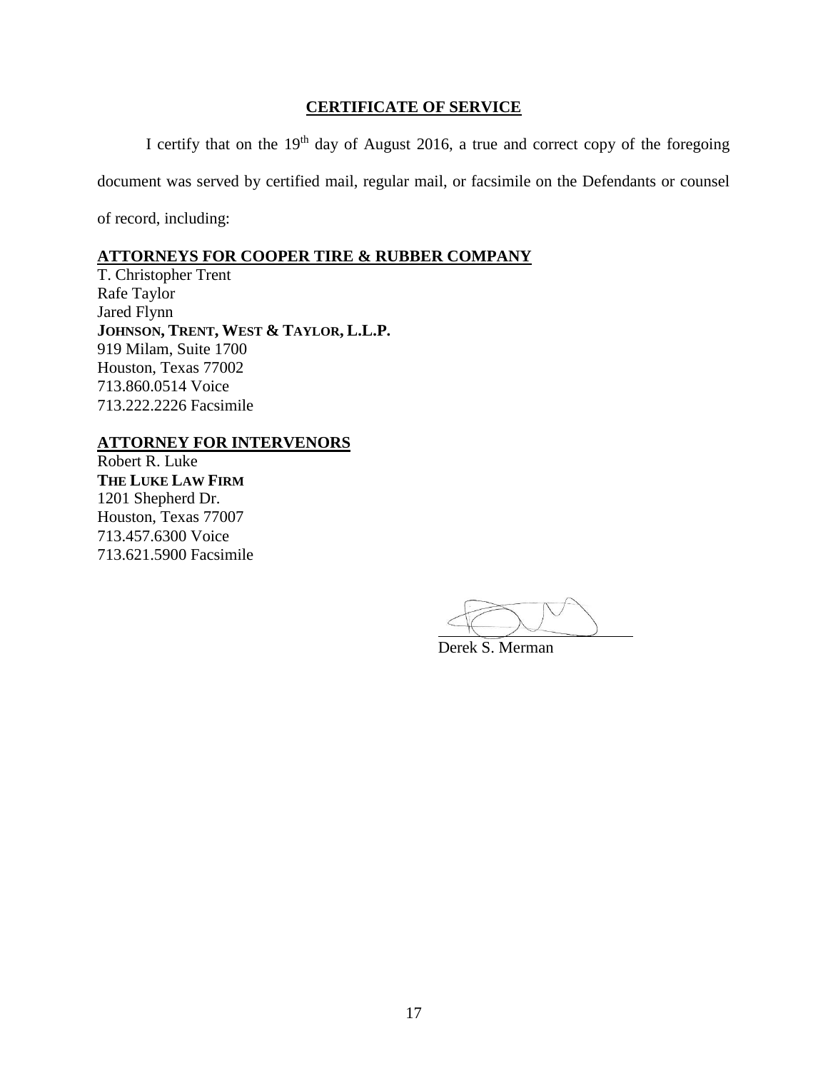## CERTIFICATE OF SERVICE

I certify that on the 19th day of August 2016, a true and correct copy of the foregoing document was served by certified mail, regular mail, or facsimile on the Defendants or counsel of record, including:

**ATTORNEYS FOR COOPER TIRE & RUBBER COMPANY**
T. Christopher Trent
Rafe Taylor
Jared Flynn
**JOHNSON, TRENT, WEST & TAYLOR, L.L.P.**
919 Milam, Suite 1700
Houston, Texas 77002
713.860.0514 Voice
713.222.2226 Facsimile

**ATTORNEY FOR INTERVENORS**
Robert R. Luke
**THE LUKE LAW FIRM**
1201 Shepherd Dr.
Houston, Texas 77007
713.457.6300 Voice
713.621.5900 Facsimile

Derek S. Merman